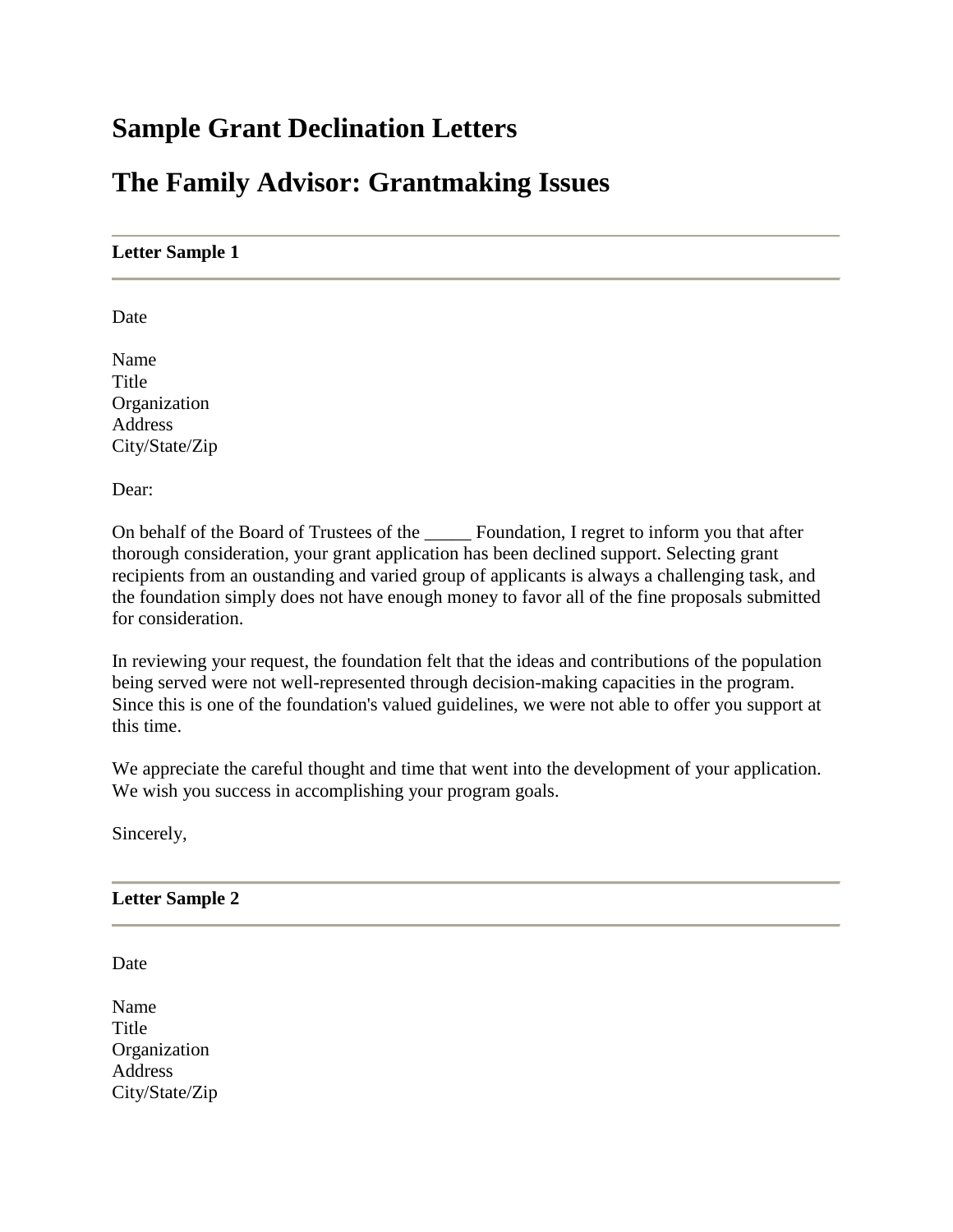# Sample Grant Declination Letters

# The Family Advisor: Grantmaking Issues

---

**Letter Sample 1**

---

Date

Name
Title
Organization
Address
City/State/Zip

Dear:

On behalf of the Board of Trustees of the _____ Foundation, I regret to inform you that after thorough consideration, your grant application has been declined support. Selecting grant recipients from an oustanding and varied group of applicants is always a challenging task, and the foundation simply does not have enough money to favor all of the fine proposals submitted for consideration.

In reviewing your request, the foundation felt that the ideas and contributions of the population being served were not well-represented through decision-making capacities in the program. Since this is one of the foundation's valued guidelines, we were not able to offer you support at this time.

We appreciate the careful thought and time that went into the development of your application. We wish you success in accomplishing your program goals.

Sincerely,

---

**Letter Sample 2**

---

Date

Name
Title
Organization
Address
City/State/Zip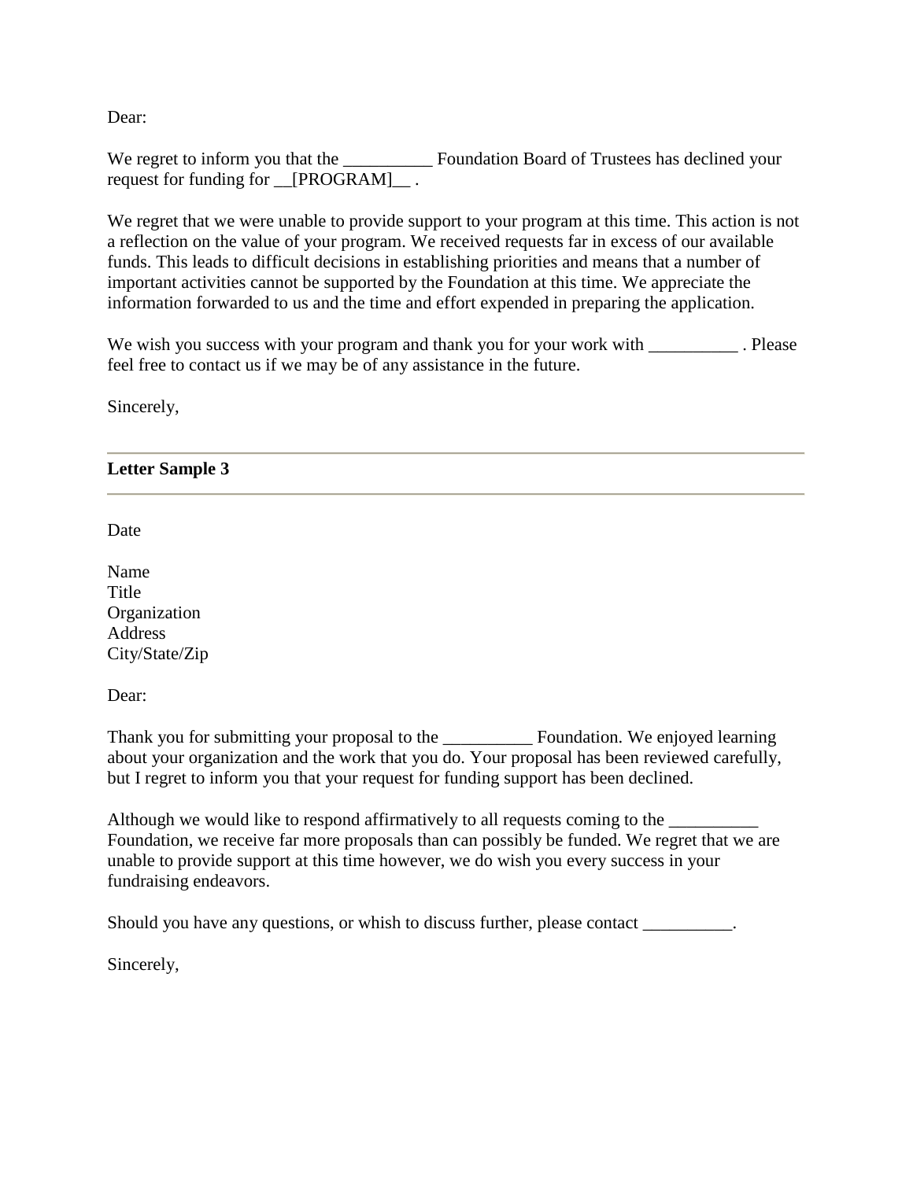Dear:

We regret to inform you that the __________ Foundation Board of Trustees has declined your request for funding for __[PROGRAM]__ .

We regret that we were unable to provide support to your program at this time. This action is not a reflection on the value of your program. We received requests far in excess of our available funds. This leads to difficult decisions in establishing priorities and means that a number of important activities cannot be supported by the Foundation at this time. We appreciate the information forwarded to us and the time and effort expended in preparing the application.

We wish you success with your program and thank you for your work with __________ . Please feel free to contact us if we may be of any assistance in the future.

Sincerely,

---

**Letter Sample 3**

---

Date

Name
Title
Organization
Address
City/State/Zip

Dear:

Thank you for submitting your proposal to the __________ Foundation. We enjoyed learning about your organization and the work that you do. Your proposal has been reviewed carefully, but I regret to inform you that your request for funding support has been declined.

Although we would like to respond affirmatively to all requests coming to the __________ Foundation, we receive far more proposals than can possibly be funded. We regret that we are unable to provide support at this time however, we do wish you every success in your fundraising endeavors.

Should you have any questions, or whish to discuss further, please contact __________.

Sincerely,